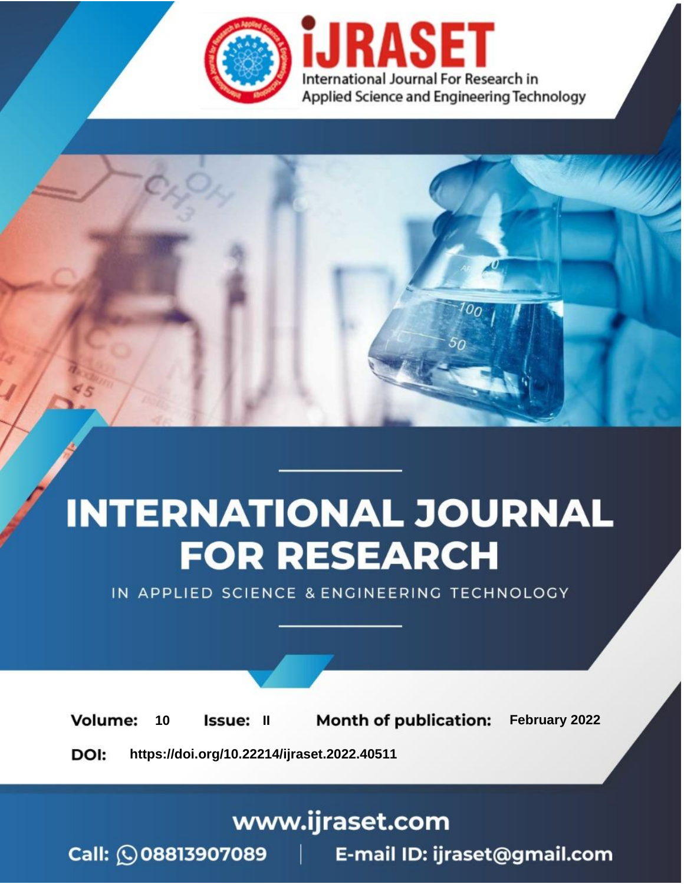iJRASET

International Journal For Research in Applied Science and Engineering Technology

# INTERNATIONAL JOURNAL FOR RESEARCH

IN APPLIED SCIENCE & ENGINEERING TECHNOLOGY

**Volume:** 10 **Issue:** II **Month of publication:** February 2022

**DOI:** https://doi.org/10.22214/ijraset.2022.40511

www.ijraset.com

Call: 08813907089 | E-mail ID: ijraset@gmail.com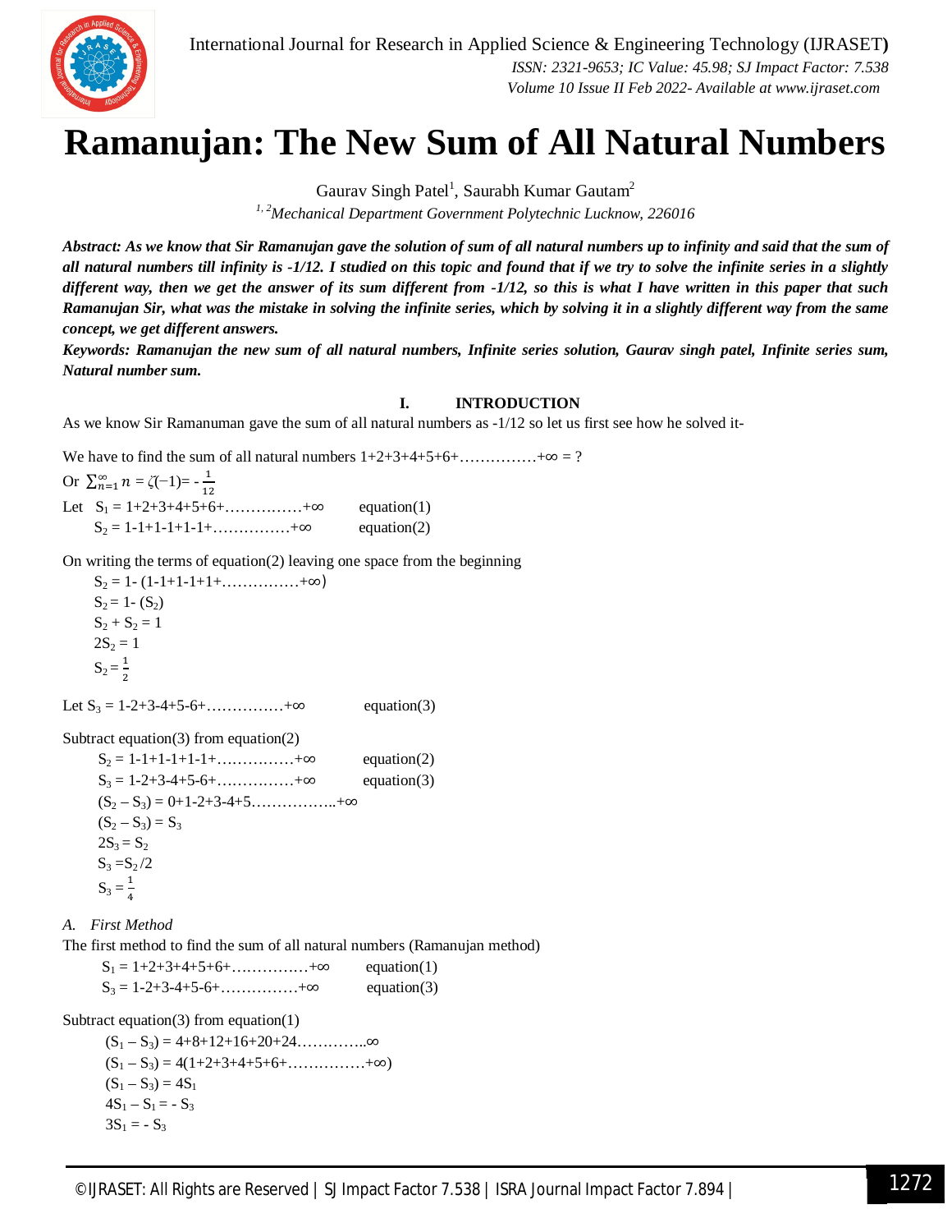# Ramanujan: The New Sum of All Natural Numbers

Gaurav Singh Patel[1], Saurabh Kumar Gautam[2]

[1, 2]*Mechanical Department Government Polytechnic Lucknow, 226016*

***Abstract:** As we know that Sir Ramanujan gave the solution of sum of all natural numbers up to infinity and said that the sum of all natural numbers till infinity is -1/12. I studied on this topic and found that if we try to solve the infinite series in a slightly different way, then we get the answer of its sum different from -1/12, so this is what I have written in this paper that such Ramanujan Sir, what was the mistake in solving the infinite series, which by solving it in a slightly different way from the same concept, we get different answers.*

***Keywords:** Ramanujan the new sum of all natural numbers, Infinite series solution, Gaurav singh patel, Infinite series sum, Natural number sum.*

## I. INTRODUCTION

As we know Sir Ramanuman gave the sum of all natural numbers as -1/12 so let us first see how he solved it-

We have to find the sum of all natural numbers 1+2+3+4+5+6+……………+∞ = ?

Or $\sum_{n=1}^{\infty} n = \zeta(-1) = -\frac{1}{12}$

Let $S_1 = 1+2+3+4+5+6+……………+\infty$  equation(1)

$S_2 = 1-1+1-1+1-1+……………+\infty$  equation(2)

On writing the terms of equation(2) leaving one space from the beginning

$S_2 = 1- (1-1+1-1+1+……………+\infty)$

$S_2 = 1- (S_2)$

$S_2 + S_2 = 1$

$2S_2 = 1$

$S_2 = \frac{1}{2}$

Let $S_3 = 1-2+3-4+5-6+……………+\infty$  equation(3)

Subtract equation(3) from equation(2)

$S_2 = 1-1+1-1+1-1+……………+\infty$  equation(2)

$S_3 = 1-2+3-4+5-6+……………+\infty$  equation(3)

$(S_2 – S_3) = 0+1-2+3-4+5……………..+\infty$

$(S_2 – S_3) = S_3$

$2S_3 = S_2$

$S_3 = S_2/2$

$S_3 = \frac{1}{4}$

### A. First Method

The first method to find the sum of all natural numbers (Ramanujan method)

$S_1 = 1+2+3+4+5+6+……………+\infty$  equation(1)

$S_3 = 1-2+3-4+5-6+……………+\infty$  equation(3)

Subtract equation(3) from equation(1)

$(S_1 – S_3) = 4+8+12+16+20+24…………..\infty$

$(S_1 – S_3) = 4(1+2+3+4+5+6+……………+\infty)$

$(S_1 – S_3) = 4S_1$

$4S_1 – S_1 = - S_3$

$3S_1 = - S_3$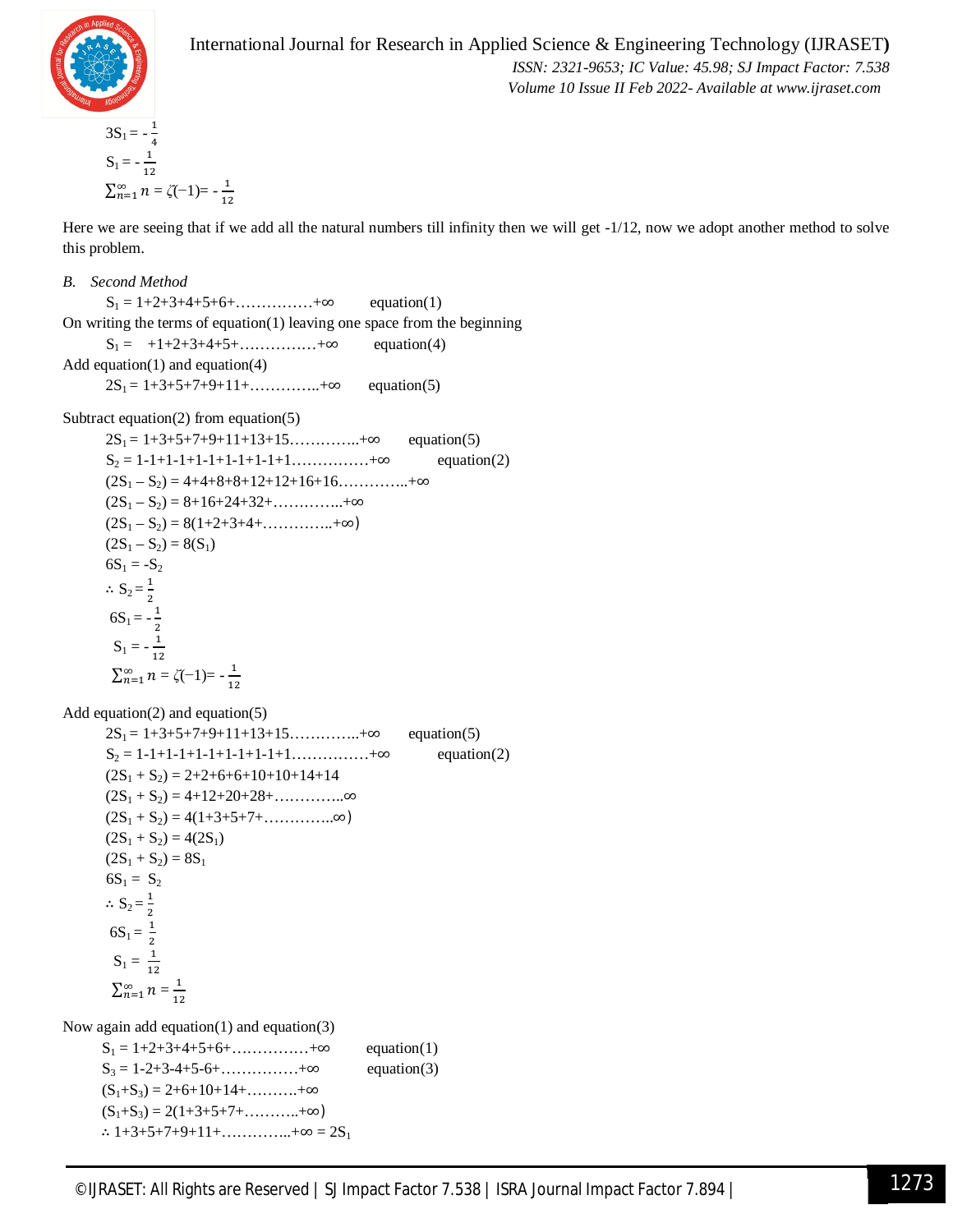$3S_1 = -\frac{1}{4}$

$S_1 = -\frac{1}{12}$

$\sum_{n=1}^{\infty} n = \zeta(-1) = -\frac{1}{12}$

Here we are seeing that if we add all the natural numbers till infinity then we will get -1/12, now we adopt another method to solve this problem.

### *B. Second Method*

$S_1 = 1+2+3+4+5+6+\ldots\ldots\ldots\ldots\ldots+\infty$ equation(1)

On writing the terms of equation(1) leaving one space from the beginning

$S_1 = \quad +1+2+3+4+5+\ldots\ldots\ldots\ldots\ldots+\infty$ equation(4)

Add equation(1) and equation(4)

$2S_1 = 1+3+5+7+9+11+\ldots\ldots\ldots\ldots..+\infty$ equation(5)

Subtract equation(2) from equation(5)

$2S_1 = 1+3+5+7+9+11+13+15\ldots\ldots\ldots\ldots..+\infty$ equation(5)

$S_2 = 1-1+1-1+1-1+1-1+1-1+1\ldots\ldots\ldots\ldots\ldots+\infty$ equation(2)

$(2S_1 - S_2) = 4+4+8+8+12+12+16+16\ldots\ldots\ldots\ldots..+\infty$

$(2S_1 - S_2) = 8+16+24+32+\ldots\ldots\ldots\ldots..+\infty$

$(2S_1 - S_2) = 8(1+2+3+4+\ldots\ldots\ldots\ldots..+\infty)$

$(2S_1 - S_2) = 8(S_1)$

$6S_1 = -S_2$

$\therefore S_2 = \frac{1}{2}$

$6S_1 = -\frac{1}{2}$

$S_1 = -\frac{1}{12}$

$\sum_{n=1}^{\infty} n = \zeta(-1) = -\frac{1}{12}$

Add equation(2) and equation(5)

$2S_1 = 1+3+5+7+9+11+13+15\ldots\ldots\ldots\ldots..+\infty$ equation(5)

$S_2 = 1-1+1-1+1-1+1-1+1-1+1\ldots\ldots\ldots\ldots\ldots+\infty$ equation(2)

$(2S_1 + S_2) = 2+2+6+6+10+10+14+14$

$(2S_1 + S_2) = 4+12+20+28+\ldots\ldots\ldots\ldots..\infty$

$(2S_1 + S_2) = 4(1+3+5+7+\ldots\ldots\ldots\ldots..\infty)$

$(2S_1 + S_2) = 4(2S_1)$

$(2S_1 + S_2) = 8S_1$

$6S_1 = S_2$

$\therefore S_2 = \frac{1}{2}$

$6S_1 = \frac{1}{2}$

$S_1 = \frac{1}{12}$

$\sum_{n=1}^{\infty} n = \frac{1}{12}$

Now again add equation(1) and equation(3)

$S_1 = 1+2+3+4+5+6+\ldots\ldots\ldots\ldots\ldots+\infty$ equation(1)

$S_3 = 1-2+3-4+5-6+\ldots\ldots\ldots\ldots\ldots+\infty$ equation(3)

$(S_1+S_3) = 2+6+10+14+\ldots\ldots\ldots.+\infty$

$(S_1+S_3) = 2(1+3+5+7+\ldots\ldots\ldots..+\infty)$

$\therefore 1+3+5+7+9+11+\ldots\ldots\ldots\ldots..+\infty = 2S_1$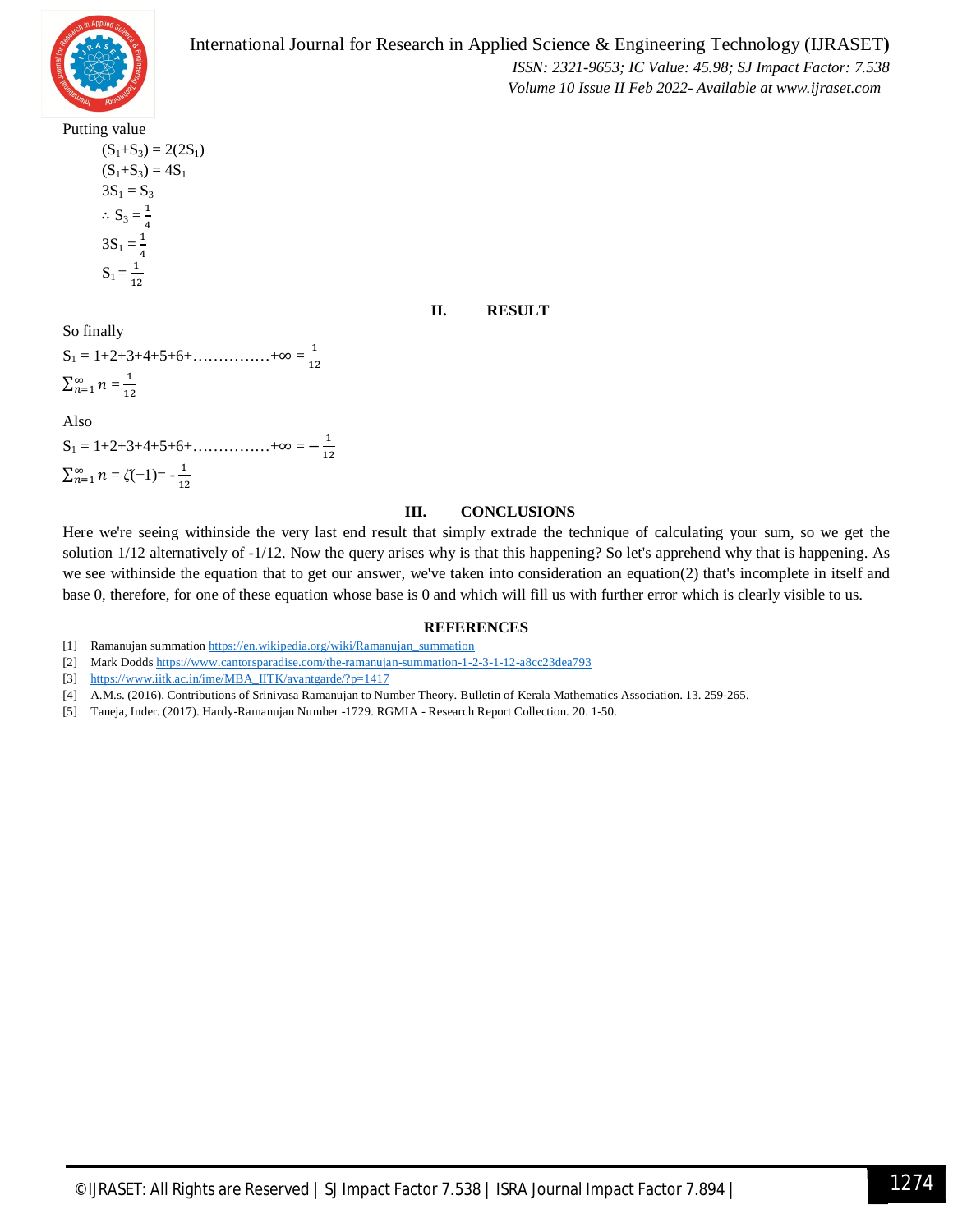Putting value

$(S_1+S_3) = 2(2S_1)$

$(S_1+S_3) = 4S_1$

$3S_1 = S_3$

$\therefore S_3 = \frac{1}{4}$

$3S_1 = \frac{1}{4}$

$S_1 = \frac{1}{12}$

## II. RESULT

So finally

$S_1 = 1+2+3+4+5+6+\ldots\ldots\ldots\ldots\ldots+\infty = \frac{1}{12}$

$\sum_{n=1}^{\infty} n = \frac{1}{12}$

Also

$S_1 = 1+2+3+4+5+6+\ldots\ldots\ldots\ldots\ldots+\infty = -\frac{1}{12}$

$\sum_{n=1}^{\infty} n = \zeta(-1) = -\frac{1}{12}$

## III. CONCLUSIONS

Here we're seeing withinside the very last end result that simply extrade the technique of calculating your sum, so we get the solution 1/12 alternatively of -1/12. Now the query arises why is that this happening? So let's apprehend why that is happening. As we see withinside the equation that to get our answer, we've taken into consideration an equation(2) that's incomplete in itself and base 0, therefore, for one of these equation whose base is 0 and which will fill us with further error which is clearly visible to us.

## REFERENCES

[1] Ramanujan summation https://en.wikipedia.org/wiki/Ramanujan_summation

[2] Mark Dodds https://www.cantorsparadise.com/the-ramanujan-summation-1-2-3-1-12-a8cc23dea793

[3] https://www.iitk.ac.in/ime/MBA_IITK/avantgarde/?p=1417

[4] A.M.s. (2016). Contributions of Srinivasa Ramanujan to Number Theory. Bulletin of Kerala Mathematics Association. 13. 259-265.

[5] Taneja, Inder. (2017). Hardy-Ramanujan Number -1729. RGMIA - Research Report Collection. 20. 1-50.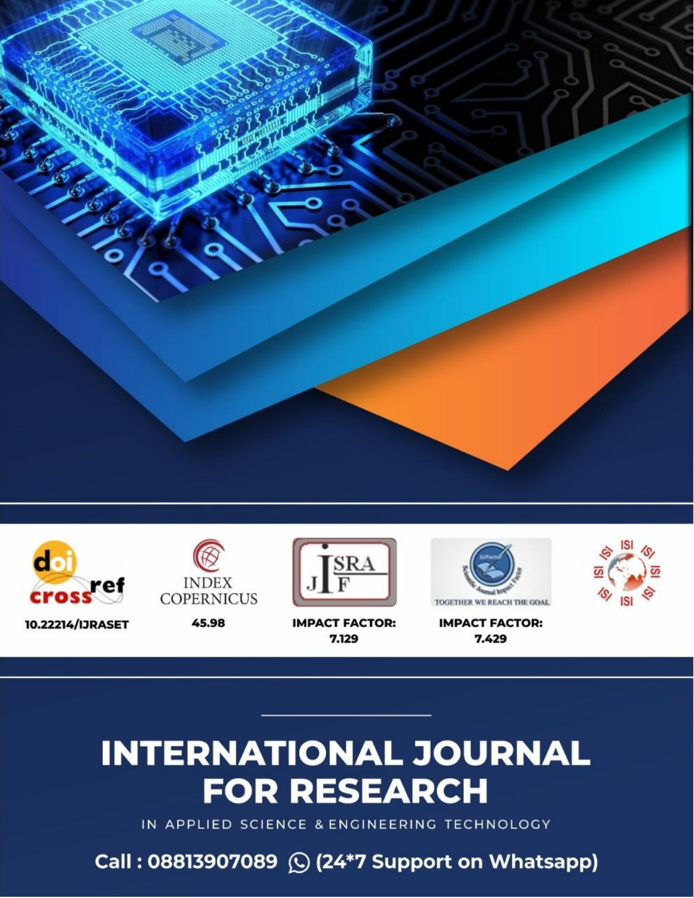10.22214/IJRASET

INDEX COPERNICUS

45.98

IMPACT FACTOR: 7.129

IMPACT FACTOR: 7.429

TOGETHER WE REACH THE GOAL

# INTERNATIONAL JOURNAL FOR RESEARCH

IN APPLIED SCIENCE & ENGINEERING TECHNOLOGY

Call : 08813907089 (24*7 Support on Whatsapp)